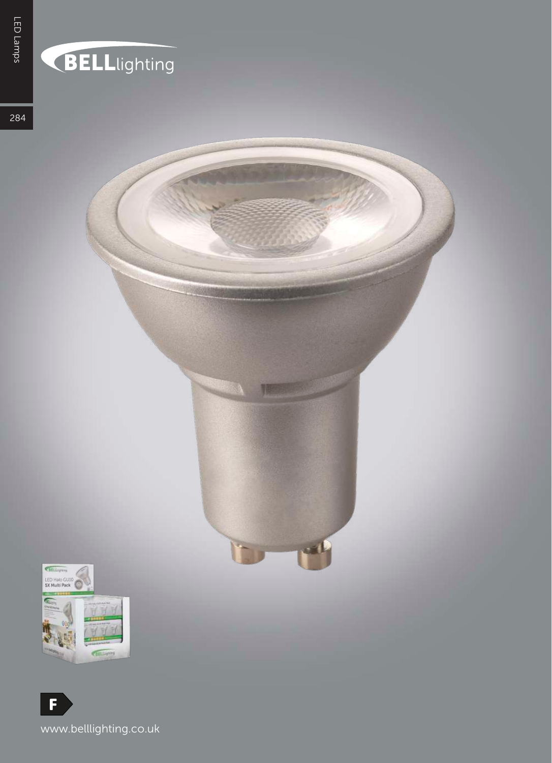**BELL**lighting

F

www.belllighting.co.uk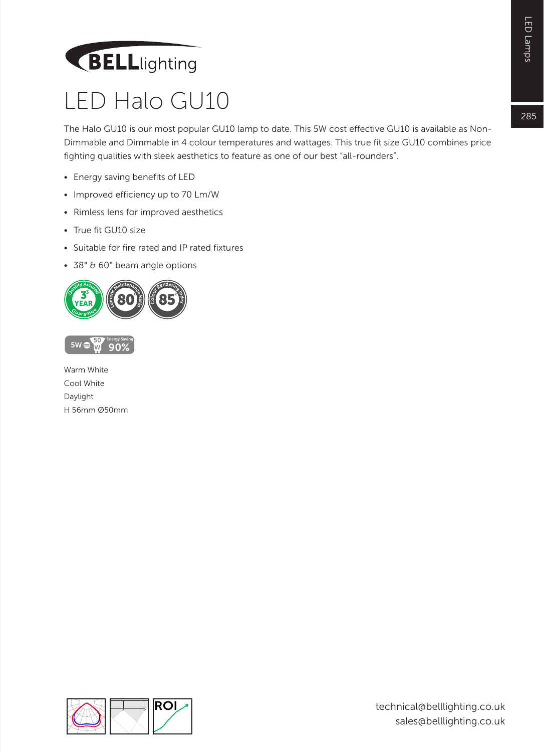# LED Halo GU10

The Halo GU10 is our most popular GU10 lamp to date. This 5W cost effective GU10 is available as Non-Dimmable and Dimmable in 4 colour temperatures and wattages. This true fit size GU10 combines price fighting qualities with sleek aesthetics to feature as one of our best "all-rounders".

- Energy saving benefits of LED
- Improved efficiency up to 70 Lm/W
- Rimless lens for improved aesthetics
- True fit GU10 size
- Suitable for fire rated and IP rated fixtures
- 38° & 60° beam angle options

Warm White
Cool White
Daylight
H 56mm Ø50mm

technical@belllighting.co.uk
sales@belllighting.co.uk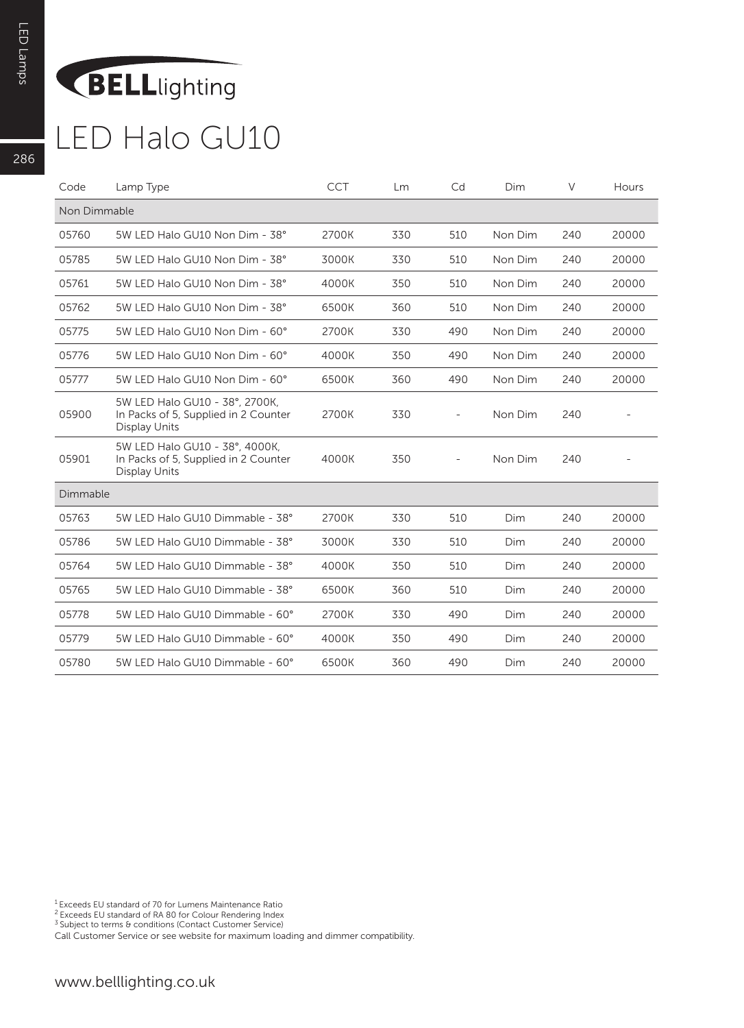# BELLlighting

# LED Halo GU10

| Code | Lamp Type | CCT | Lm | Cd | Dim | V | Hours |
|---|---|---|---|---|---|---|---|
| Non Dimmable | | | | | | | |
| 05760 | 5W LED Halo GU10 Non Dim - 38° | 2700K | 330 | 510 | Non Dim | 240 | 20000 |
| 05785 | 5W LED Halo GU10 Non Dim - 38° | 3000K | 330 | 510 | Non Dim | 240 | 20000 |
| 05761 | 5W LED Halo GU10 Non Dim - 38° | 4000K | 350 | 510 | Non Dim | 240 | 20000 |
| 05762 | 5W LED Halo GU10 Non Dim - 38° | 6500K | 360 | 510 | Non Dim | 240 | 20000 |
| 05775 | 5W LED Halo GU10 Non Dim - 60° | 2700K | 330 | 490 | Non Dim | 240 | 20000 |
| 05776 | 5W LED Halo GU10 Non Dim - 60° | 4000K | 350 | 490 | Non Dim | 240 | 20000 |
| 05777 | 5W LED Halo GU10 Non Dim - 60° | 6500K | 360 | 490 | Non Dim | 240 | 20000 |
| 05900 | 5W LED Halo GU10 - 38°, 2700K, In Packs of 5, Supplied in 2 Counter Display Units | 2700K | 330 | - | Non Dim | 240 | - |
| 05901 | 5W LED Halo GU10 - 38°, 4000K, In Packs of 5, Supplied in 2 Counter Display Units | 4000K | 350 | - | Non Dim | 240 | - |
| Dimmable | | | | | | | |
| 05763 | 5W LED Halo GU10 Dimmable - 38° | 2700K | 330 | 510 | Dim | 240 | 20000 |
| 05786 | 5W LED Halo GU10 Dimmable - 38° | 3000K | 330 | 510 | Dim | 240 | 20000 |
| 05764 | 5W LED Halo GU10 Dimmable - 38° | 4000K | 350 | 510 | Dim | 240 | 20000 |
| 05765 | 5W LED Halo GU10 Dimmable - 38° | 6500K | 360 | 510 | Dim | 240 | 20000 |
| 05778 | 5W LED Halo GU10 Dimmable - 60° | 2700K | 330 | 490 | Dim | 240 | 20000 |
| 05779 | 5W LED Halo GU10 Dimmable - 60° | 4000K | 350 | 490 | Dim | 240 | 20000 |
| 05780 | 5W LED Halo GU10 Dimmable - 60° | 6500K | 360 | 490 | Dim | 240 | 20000 |

[1] Exceeds EU standard of 70 for Lumens Maintenance Ratio
[2] Exceeds EU standard of RA 80 for Colour Rendering Index
[3] Subject to terms & conditions (Contact Customer Service)
Call Customer Service or see website for maximum loading and dimmer compatibility.

www.belllighting.co.uk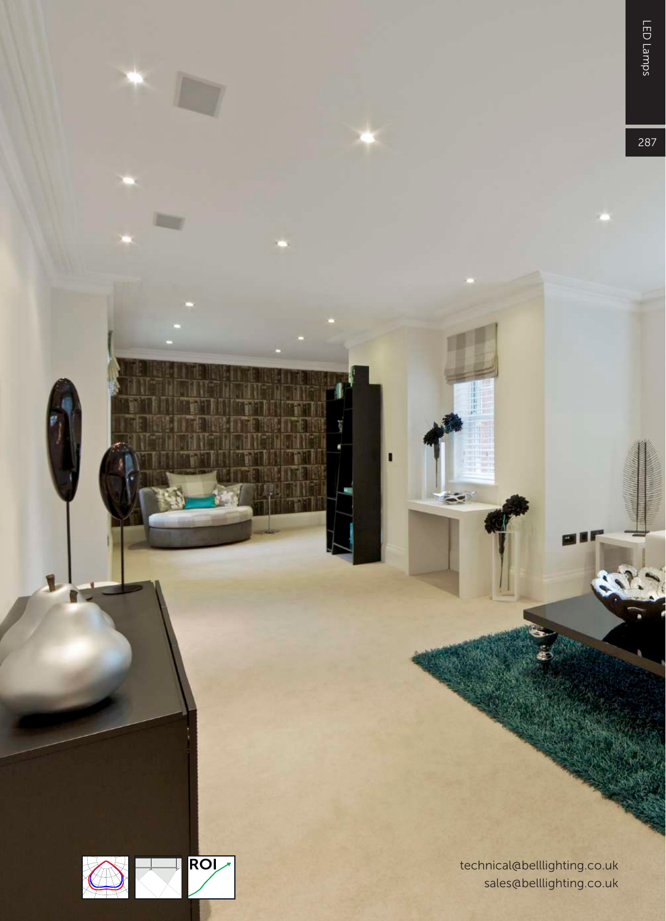technical@belllighting.co.uk
sales@belllighting.co.uk